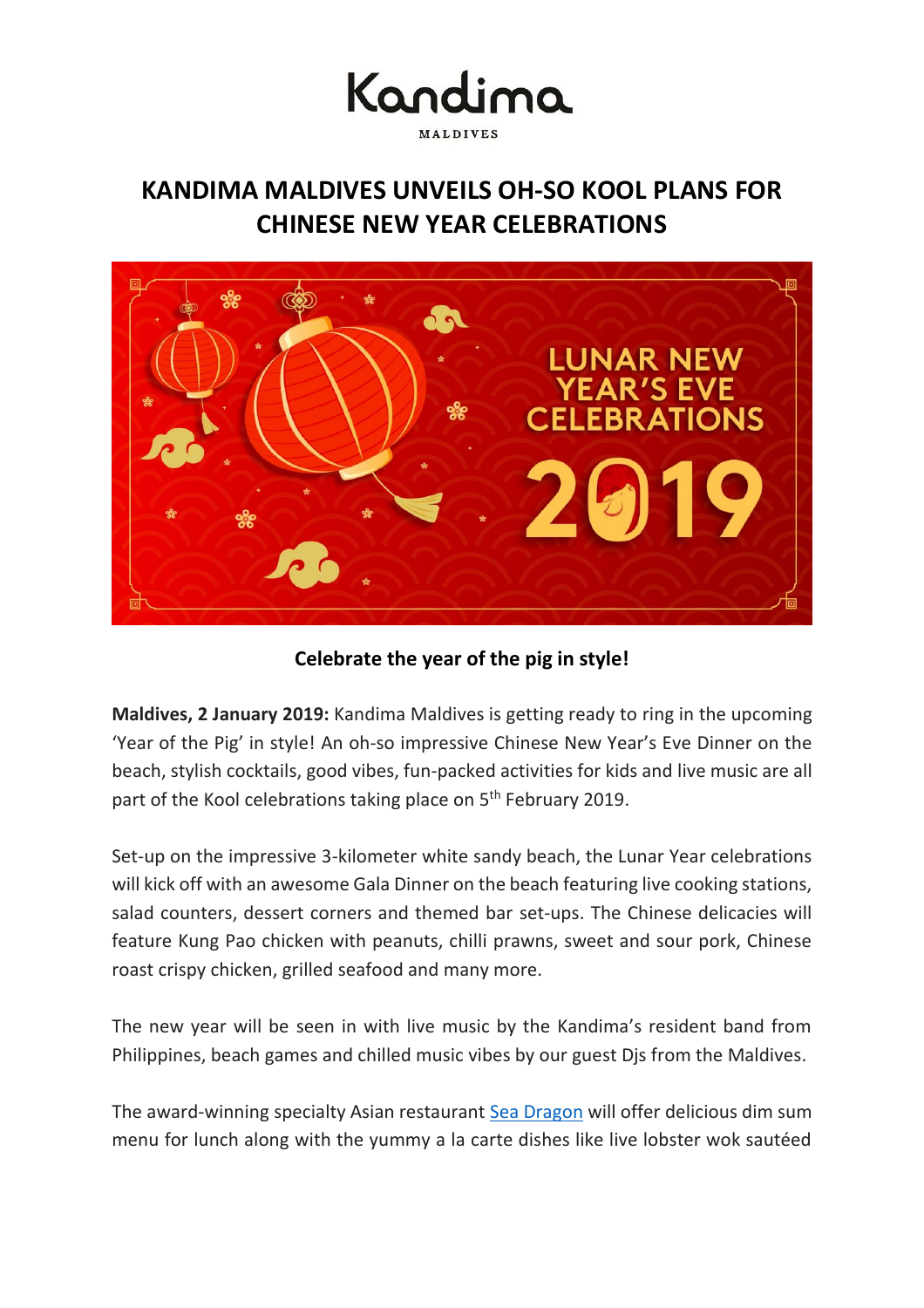Kandima

MALDIVES

# KANDIMA MALDIVES UNVEILS OH-SO KOOL PLANS FOR CHINESE NEW YEAR CELEBRATIONS

**Celebrate the year of the pig in style!**

**Maldives, 2 January 2019:** Kandima Maldives is getting ready to ring in the upcoming 'Year of the Pig' in style! An oh-so impressive Chinese New Year's Eve Dinner on the beach, stylish cocktails, good vibes, fun-packed activities for kids and live music are all part of the Kool celebrations taking place on 5th February 2019.

Set-up on the impressive 3-kilometer white sandy beach, the Lunar Year celebrations will kick off with an awesome Gala Dinner on the beach featuring live cooking stations, salad counters, dessert corners and themed bar set-ups. The Chinese delicacies will feature Kung Pao chicken with peanuts, chilli prawns, sweet and sour pork, Chinese roast crispy chicken, grilled seafood and many more.

The new year will be seen in with live music by the Kandima's resident band from Philippines, beach games and chilled music vibes by our guest Djs from the Maldives.

The award-winning specialty Asian restaurant Sea Dragon will offer delicious dim sum menu for lunch along with the yummy a la carte dishes like live lobster wok sautéed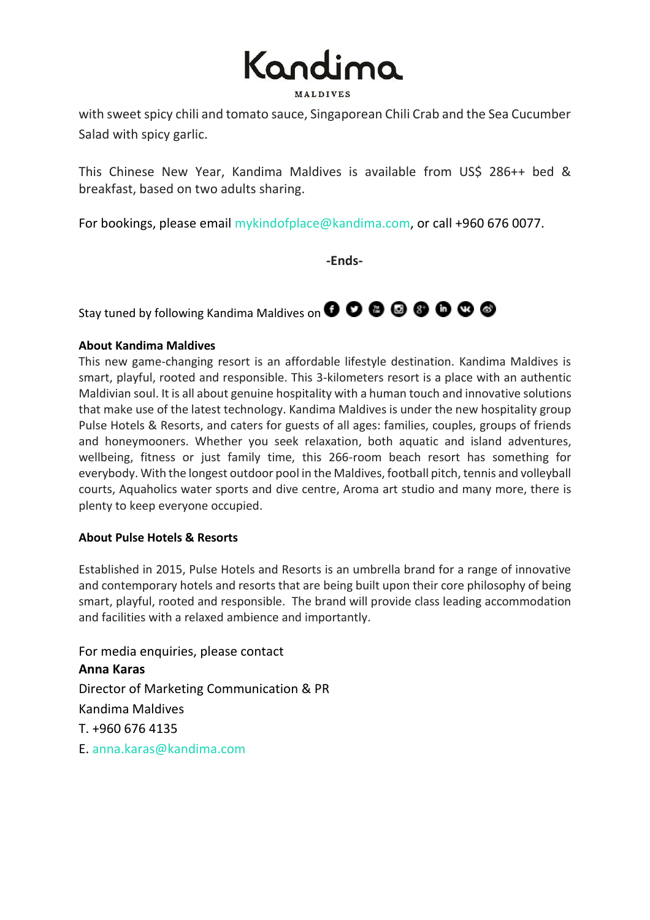with sweet spicy chili and tomato sauce, Singaporean Chili Crab and the Sea Cucumber Salad with spicy garlic.

This Chinese New Year, Kandima Maldives is available from US$ 286++ bed & breakfast, based on two adults sharing.

For bookings, please email mykindofplace@kandima.com, or call +960 676 0077.

**-Ends-**

Stay tuned by following Kandima Maldives on

**About Kandima Maldives**

This new game-changing resort is an affordable lifestyle destination. Kandima Maldives is smart, playful, rooted and responsible. This 3-kilometers resort is a place with an authentic Maldivian soul. It is all about genuine hospitality with a human touch and innovative solutions that make use of the latest technology. Kandima Maldives is under the new hospitality group Pulse Hotels & Resorts, and caters for guests of all ages: families, couples, groups of friends and honeymooners. Whether you seek relaxation, both aquatic and island adventures, wellbeing, fitness or just family time, this 266-room beach resort has something for everybody. With the longest outdoor pool in the Maldives, football pitch, tennis and volleyball courts, Aquaholics water sports and dive centre, Aroma art studio and many more, there is plenty to keep everyone occupied.

**About Pulse Hotels & Resorts**

Established in 2015, Pulse Hotels and Resorts is an umbrella brand for a range of innovative and contemporary hotels and resorts that are being built upon their core philosophy of being smart, playful, rooted and responsible. The brand will provide class leading accommodation and facilities with a relaxed ambience and importantly.

For media enquiries, please contact
**Anna Karas**
Director of Marketing Communication & PR
Kandima Maldives
T. +960 676 4135
E. anna.karas@kandima.com